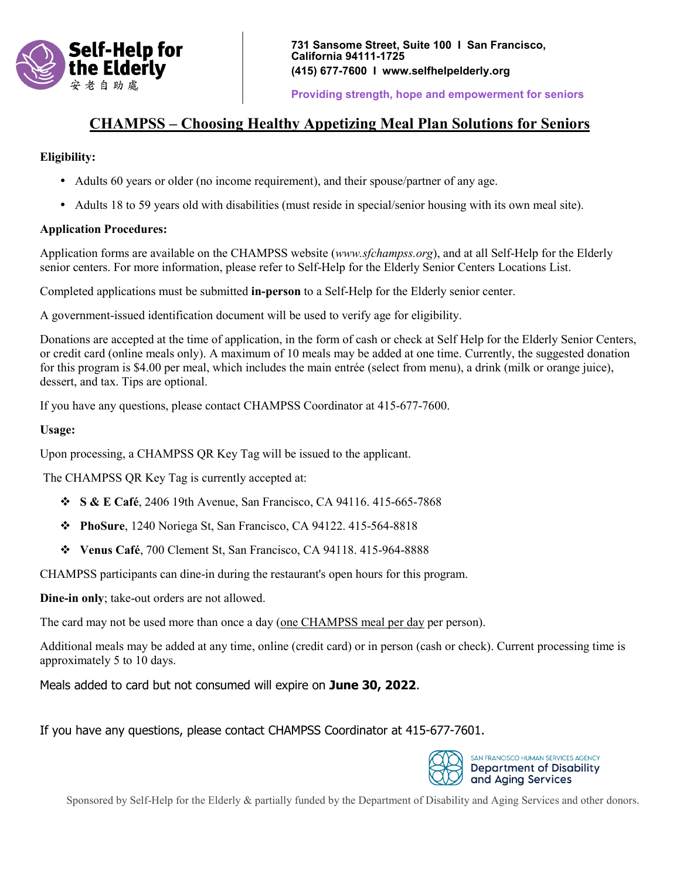Self-Help for the Elderly
安老自助處

731 Sansome Street, Suite 100 I San Francisco, California 94111-1725
(415) 677-7600 I www.selfhelpelderly.org

Providing strength, hope and empowerment for seniors

# CHAMPSS – Choosing Healthy Appetizing Meal Plan Solutions for Seniors

**Eligibility:**

- Adults 60 years or older (no income requirement), and their spouse/partner of any age.
- Adults 18 to 59 years old with disabilities (must reside in special/senior housing with its own meal site).

**Application Procedures:**

Application forms are available on the CHAMPSS website (*www.sfchampss.org*), and at all Self-Help for the Elderly senior centers. For more information, please refer to Self-Help for the Elderly Senior Centers Locations List.

Completed applications must be submitted **in-person** to a Self-Help for the Elderly senior center.

A government-issued identification document will be used to verify age for eligibility.

Donations are accepted at the time of application, in the form of cash or check at Self Help for the Elderly Senior Centers, or credit card (online meals only). A maximum of 10 meals may be added at one time. Currently, the suggested donation for this program is $4.00 per meal, which includes the main entrée (select from menu), a drink (milk or orange juice), dessert, and tax. Tips are optional.

If you have any questions, please contact CHAMPSS Coordinator at 415-677-7600.

**Usage:**

Upon processing, a CHAMPSS QR Key Tag will be issued to the applicant.

The CHAMPSS QR Key Tag is currently accepted at:

- **S & E Café**, 2406 19th Avenue, San Francisco, CA 94116. 415-665-7868
- **PhoSure**, 1240 Noriega St, San Francisco, CA 94122. 415-564-8818
- **Venus Café**, 700 Clement St, San Francisco, CA 94118. 415-964-8888

CHAMPSS participants can dine-in during the restaurant's open hours for this program.

**Dine-in only**; take-out orders are not allowed.

The card may not be used more than once a day (one CHAMPSS meal per day per person).

Additional meals may be added at any time, online (credit card) or in person (cash or check). Current processing time is approximately 5 to 10 days.

Meals added to card but not consumed will expire on **June 30, 2022**.

If you have any questions, please contact CHAMPSS Coordinator at 415-677-7601.

SAN FRANCISCO HUMAN SERVICES AGENCY
Department of Disability and Aging Services

Sponsored by Self-Help for the Elderly & partially funded by the Department of Disability and Aging Services and other donors.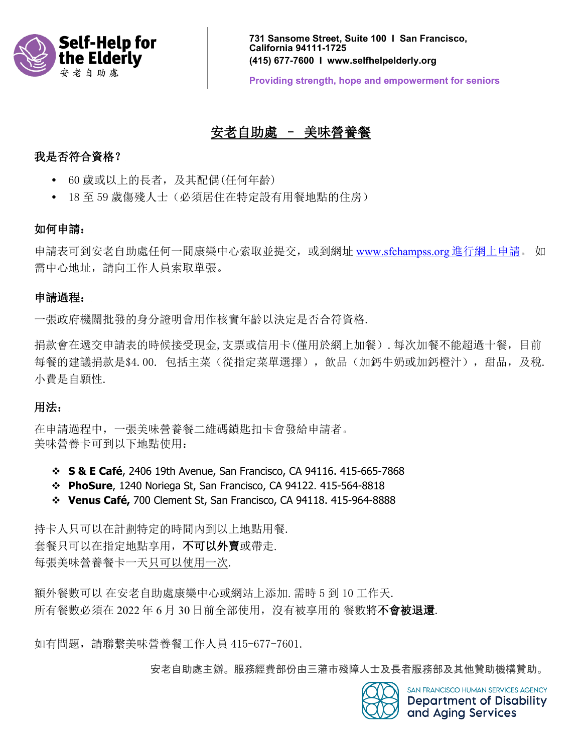**Self-Help for the Elderly**
安老自助處

731 Sansome Street, Suite 100 I San Francisco, California 94111-1725
(415) 677-7600 I www.selfhelpelderly.org

Providing strength, hope and empowerment for seniors

# 安老自助處 – 美味營養餐

### 我是否符合資格?

- 60 歲或以上的長者，及其配偶(任何年齡)
- 18 至 59 歲傷殘人士（必須居住在特定設有用餐地點的住房）

### 如何申請:

申請表可到安老自助處任何一間康樂中心索取並提交，或到網址 www.sfchampss.org 進行網上申請。 如需中心地址，請向工作人員索取單張。

### 申請過程:

一張政府機關批發的身分證明會用作核實年齡以決定是否合符資格.

捐款會在遞交申請表的時候接受現金, 支票或信用卡(僅用於網上加餐）. 每次加餐不能超過十餐，目前每餐的建議捐款是$4.00. 包括主菜（從指定菜單選擇），飲品（加鈣牛奶或加鈣橙汁），甜品，及稅. 小費是自願性.

### 用法:

在申請過程中，一張美味營養餐二維碼鎖匙扣卡會發給申請者。
美味營養卡可到以下地點使用：

- **S & E Café**, 2406 19th Avenue, San Francisco, CA 94116. 415-665-7868
- **PhoSure**, 1240 Noriega St, San Francisco, CA 94122. 415-564-8818
- **Venus Café,** 700 Clement St, San Francisco, CA 94118. 415-964-8888

持卡人只可以在計劃特定的時間內到以上地點用餐.
套餐只可以在指定地點享用，**不可以外賣**或帶走.
每張美味營養餐卡一天只可以使用一次.

額外餐數可以 在安老自助處康樂中心或網站上添加. 需時 5 到 10 工作天.
所有餐數必須在 2022 年 6 月 30 日前全部使用，沒有被享用的 餐數將**不會被退還**.

如有問題，請聯繫美味營養餐工作人員 415-677-7601.

安老自助處主辦。服務經費部份由三藩市殘障人士及長者服務部及其他贊助機構贊助。

SAN FRANCISCO HUMAN SERVICES AGENCY
Department of Disability and Aging Services